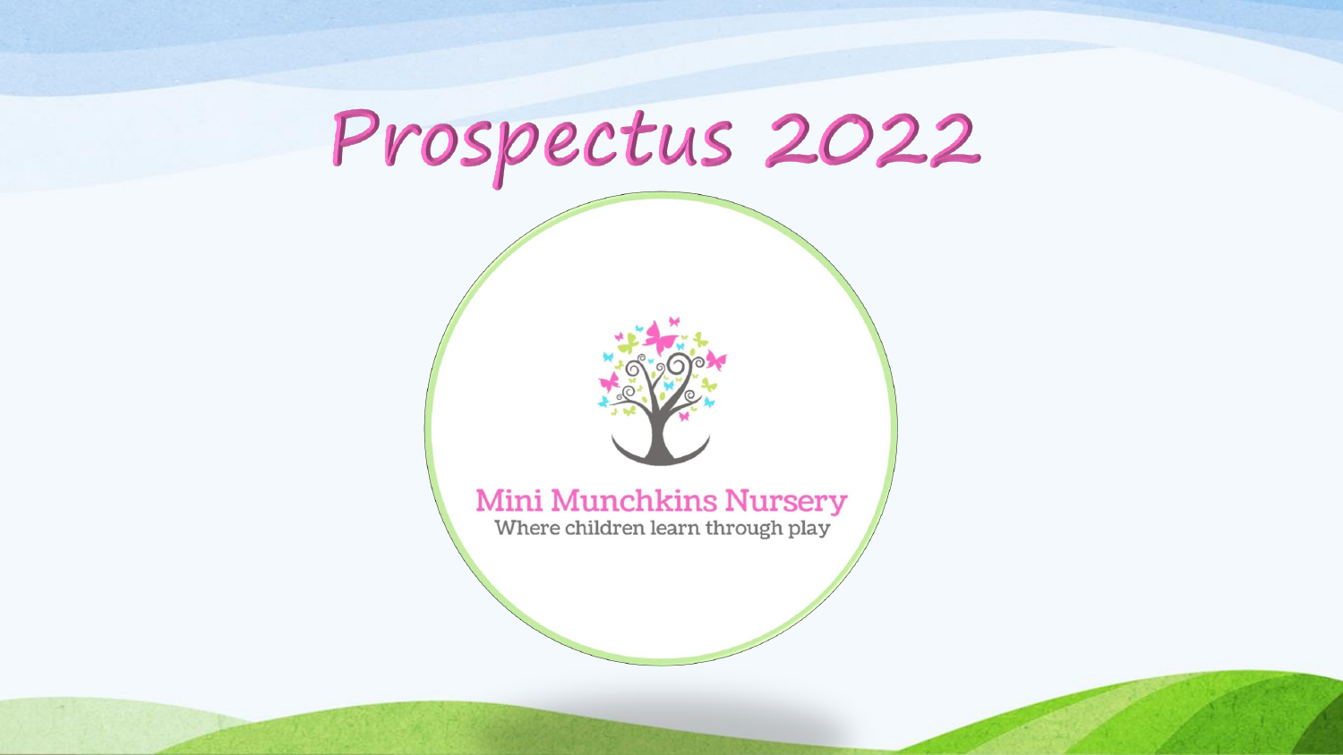# Prospectus 2022

Mini Munchkins Nursery

Where children learn through play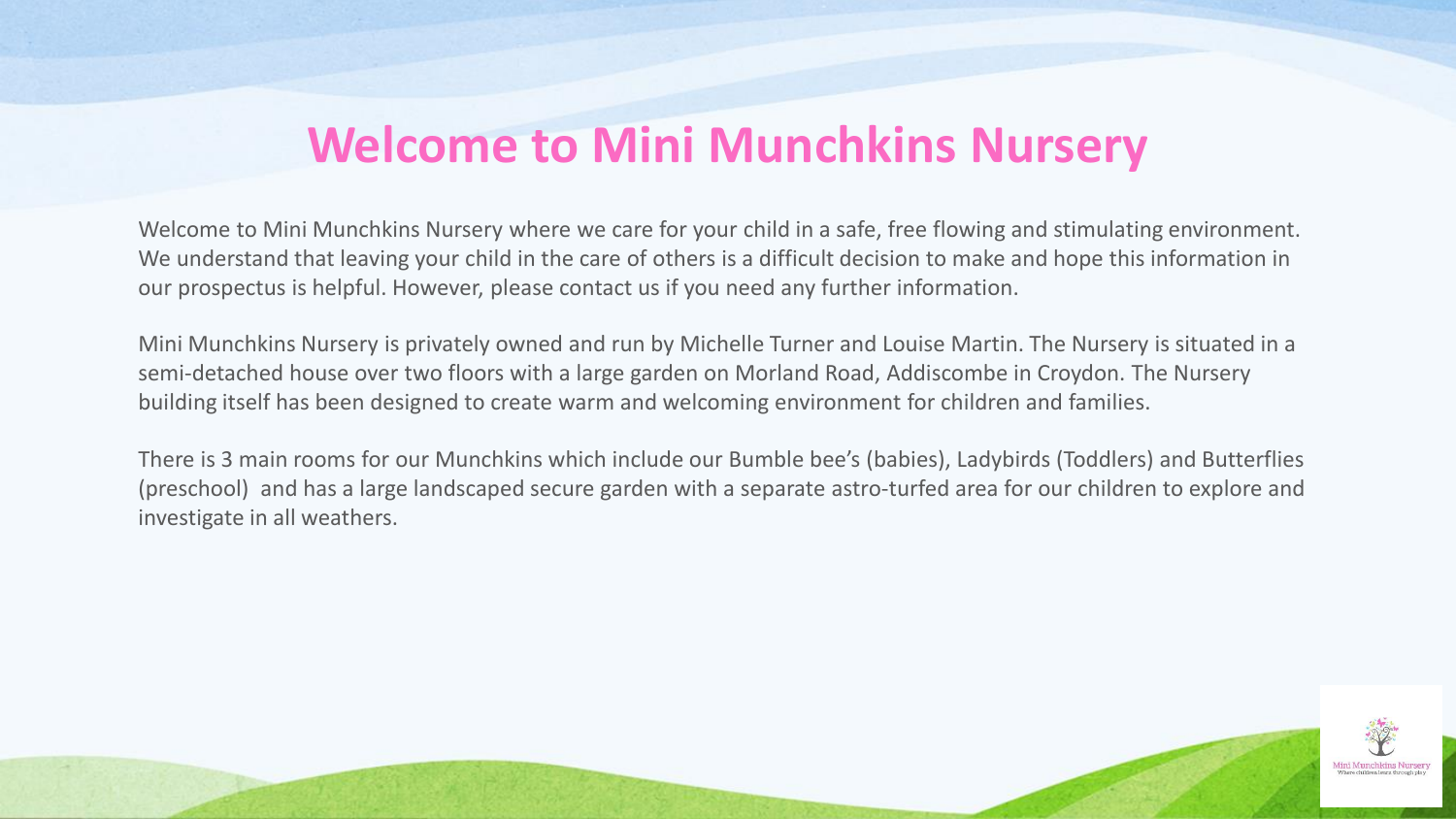# Welcome to Mini Munchkins Nursery

Welcome to Mini Munchkins Nursery where we care for your child in a safe, free flowing and stimulating environment. We understand that leaving your child in the care of others is a difficult decision to make and hope this information in our prospectus is helpful. However, please contact us if you need any further information.

Mini Munchkins Nursery is privately owned and run by Michelle Turner and Louise Martin. The Nursery is situated in a semi-detached house over two floors with a large garden on Morland Road, Addiscombe in Croydon. The Nursery building itself has been designed to create warm and welcoming environment for children and families.

There is 3 main rooms for our Munchkins which include our Bumble bee's (babies), Ladybirds (Toddlers) and Butterflies (preschool) and has a large landscaped secure garden with a separate astro-turfed area for our children to explore and investigate in all weathers.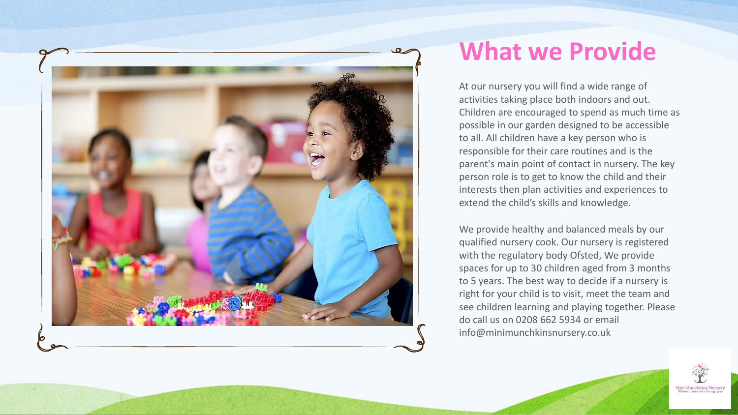# What we Provide

At our nursery you will find a wide range of activities taking place both indoors and out. Children are encouraged to spend as much time as possible in our garden designed to be accessible to all. All children have a key person who is responsible for their care routines and is the parent's main point of contact in nursery. The key person role is to get to know the child and their interests then plan activities and experiences to extend the child's skills and knowledge.

We provide healthy and balanced meals by our qualified nursery cook. Our nursery is registered with the regulatory body Ofsted, We provide spaces for up to 30 children aged from 3 months to 5 years. The best way to decide if a nursery is right for your child is to visit, meet the team and see children learning and playing together. Please do call us on 0208 662 5934 or email info@minimunchkinsnursery.co.uk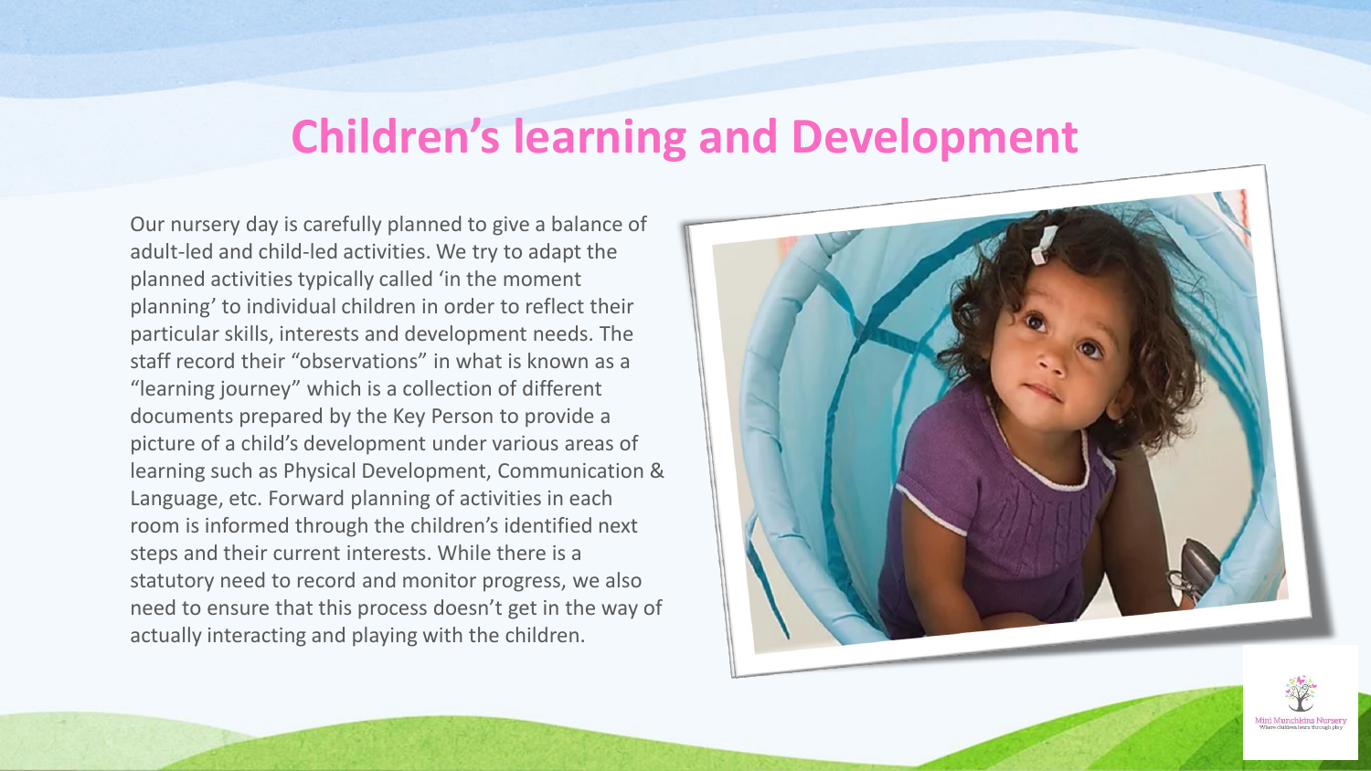# Children's learning and Development

Our nursery day is carefully planned to give a balance of adult-led and child-led activities. We try to adapt the planned activities typically called 'in the moment planning' to individual children in order to reflect their particular skills, interests and development needs. The staff record their "observations" in what is known as a "learning journey" which is a collection of different documents prepared by the Key Person to provide a picture of a child's development under various areas of learning such as Physical Development, Communication & Language, etc. Forward planning of activities in each room is informed through the children's identified next steps and their current interests. While there is a statutory need to record and monitor progress, we also need to ensure that this process doesn't get in the way of actually interacting and playing with the children.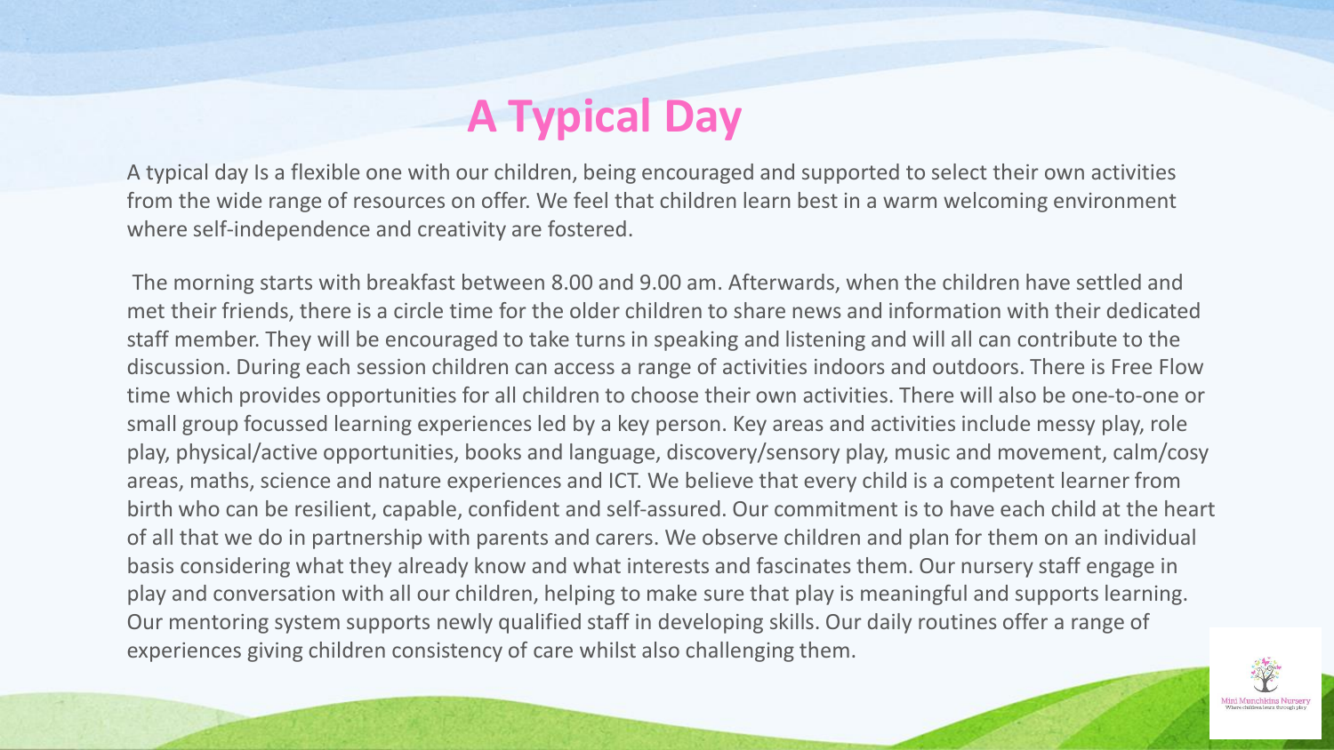# A Typical Day

A typical day Is a flexible one with our children, being encouraged and supported to select their own activities from the wide range of resources on offer. We feel that children learn best in a warm welcoming environment where self-independence and creativity are fostered.

The morning starts with breakfast between 8.00 and 9.00 am. Afterwards, when the children have settled and met their friends, there is a circle time for the older children to share news and information with their dedicated staff member. They will be encouraged to take turns in speaking and listening and will all can contribute to the discussion. During each session children can access a range of activities indoors and outdoors. There is Free Flow time which provides opportunities for all children to choose their own activities. There will also be one-to-one or small group focussed learning experiences led by a key person. Key areas and activities include messy play, role play, physical/active opportunities, books and language, discovery/sensory play, music and movement, calm/cosy areas, maths, science and nature experiences and ICT. We believe that every child is a competent learner from birth who can be resilient, capable, confident and self-assured. Our commitment is to have each child at the heart of all that we do in partnership with parents and carers. We observe children and plan for them on an individual basis considering what they already know and what interests and fascinates them. Our nursery staff engage in play and conversation with all our children, helping to make sure that play is meaningful and supports learning. Our mentoring system supports newly qualified staff in developing skills. Our daily routines offer a range of experiences giving children consistency of care whilst also challenging them.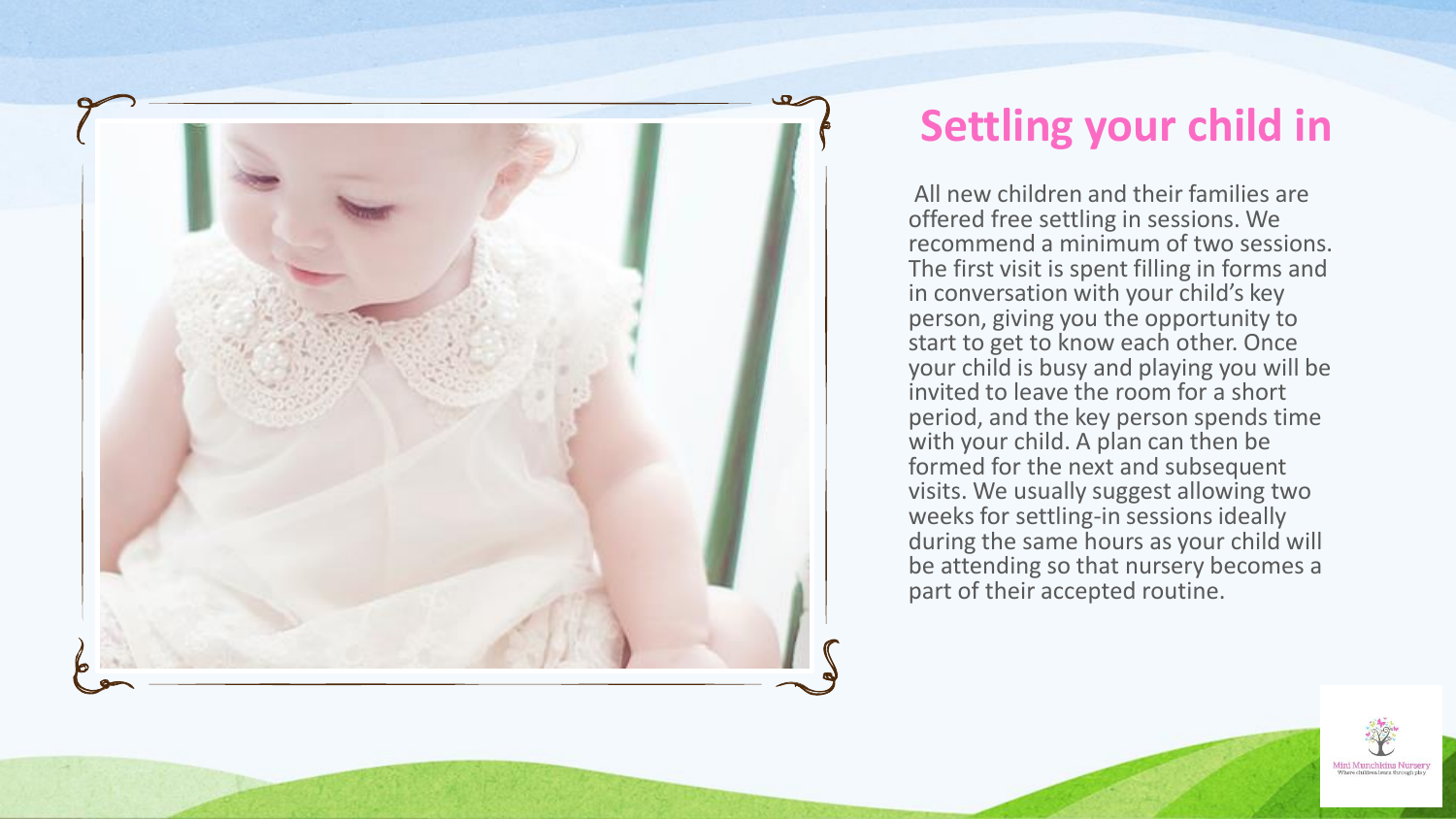# Settling your child in

All new children and their families are offered free settling in sessions. We recommend a minimum of two sessions. The first visit is spent filling in forms and in conversation with your child's key person, giving you the opportunity to start to get to know each other. Once your child is busy and playing you will be invited to leave the room for a short period, and the key person spends time with your child. A plan can then be formed for the next and subsequent visits. We usually suggest allowing two weeks for settling-in sessions ideally during the same hours as your child will be attending so that nursery becomes a part of their accepted routine.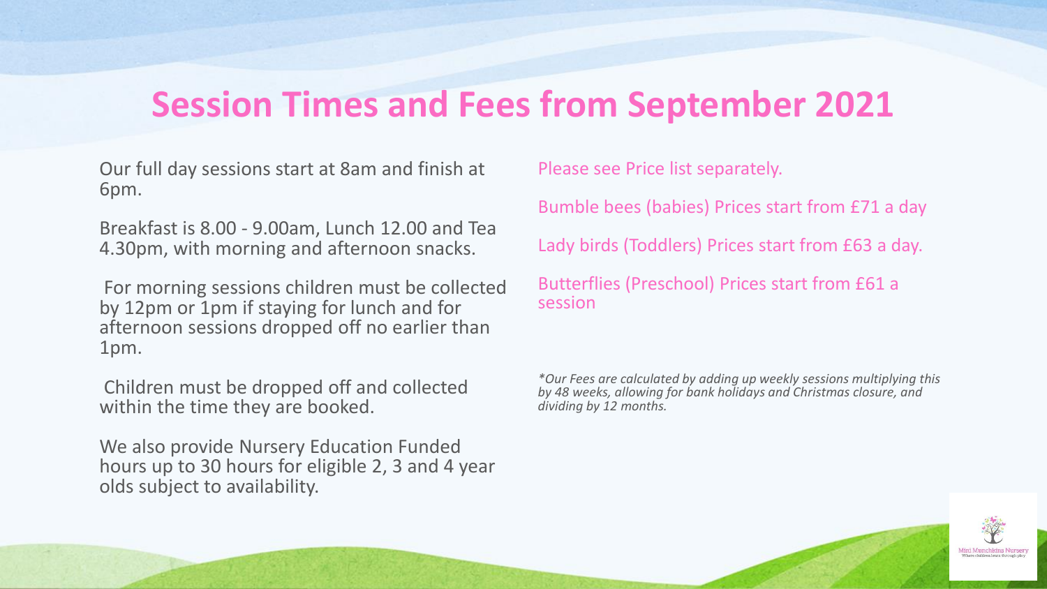# Session Times and Fees from September 2021

Our full day sessions start at 8am and finish at 6pm.

Breakfast is 8.00 - 9.00am, Lunch 12.00 and Tea 4.30pm, with morning and afternoon snacks.

For morning sessions children must be collected by 12pm or 1pm if staying for lunch and for afternoon sessions dropped off no earlier than 1pm.

Children must be dropped off and collected within the time they are booked.

We also provide Nursery Education Funded hours up to 30 hours for eligible 2, 3 and 4 year olds subject to availability.

Please see Price list separately.

Bumble bees (babies) Prices start from £71 a day

Lady birds (Toddlers) Prices start from £63 a day.

Butterflies (Preschool) Prices start from £61 a session

*\*Our Fees are calculated by adding up weekly sessions multiplying this by 48 weeks, allowing for bank holidays and Christmas closure, and dividing by 12 months.*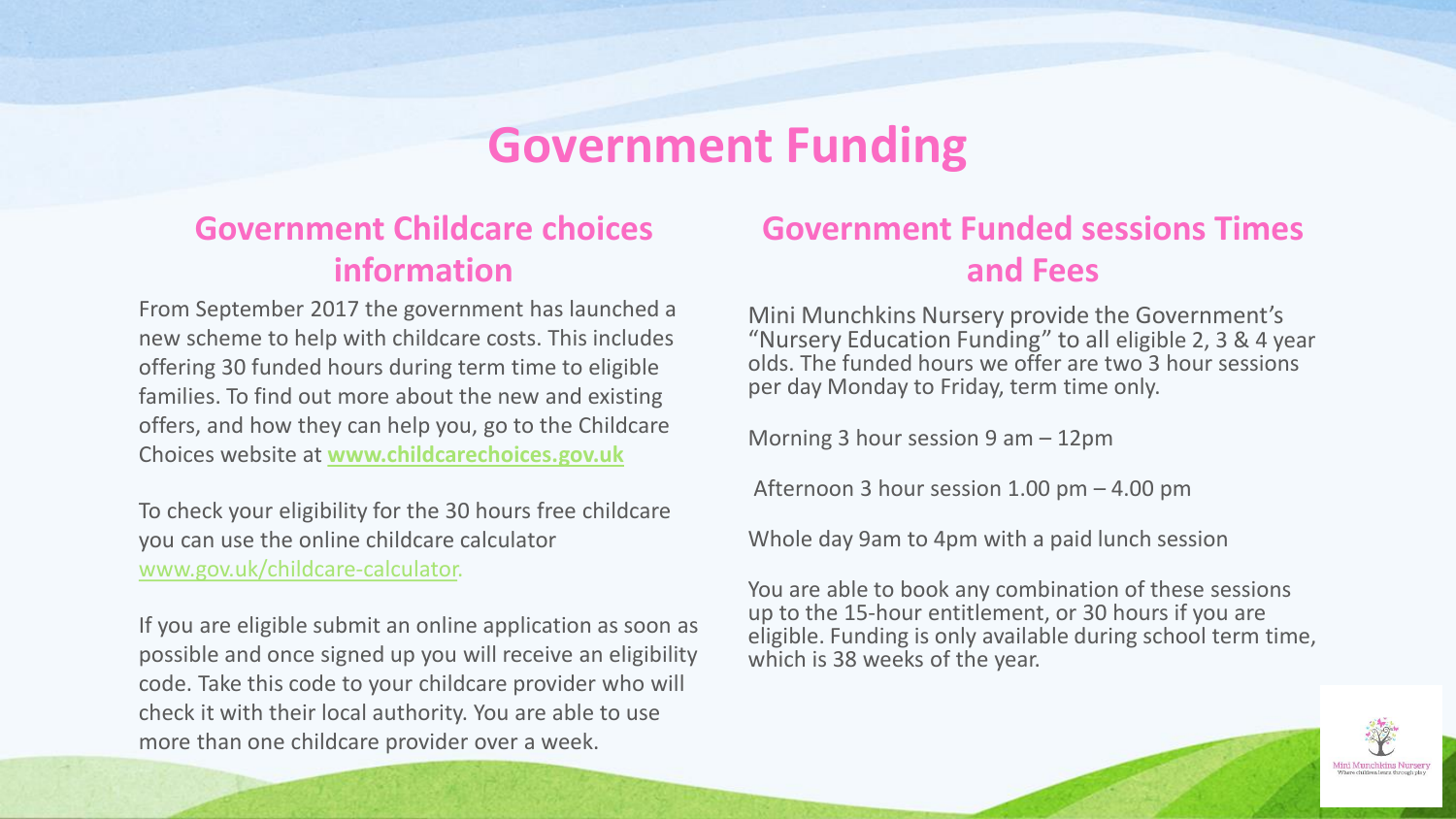# Government Funding

## Government Childcare choices information

From September 2017 the government has launched a new scheme to help with childcare costs. This includes offering 30 funded hours during term time to eligible families. To find out more about the new and existing offers, and how they can help you, go to the Childcare Choices website at **www.childcarechoices.gov.uk**

To check your eligibility for the 30 hours free childcare you can use the online childcare calculator www.gov.uk/childcare-calculator.

If you are eligible submit an online application as soon as possible and once signed up you will receive an eligibility code. Take this code to your childcare provider who will check it with their local authority. You are able to use more than one childcare provider over a week.

## Government Funded sessions Times and Fees

Mini Munchkins Nursery provide the Government's "Nursery Education Funding" to all eligible 2, 3 & 4 year olds. The funded hours we offer are two 3 hour sessions per day Monday to Friday, term time only.

Morning 3 hour session 9 am – 12pm

Afternoon 3 hour session 1.00 pm – 4.00 pm

Whole day 9am to 4pm with a paid lunch session

You are able to book any combination of these sessions up to the 15-hour entitlement, or 30 hours if you are eligible. Funding is only available during school term time, which is 38 weeks of the year.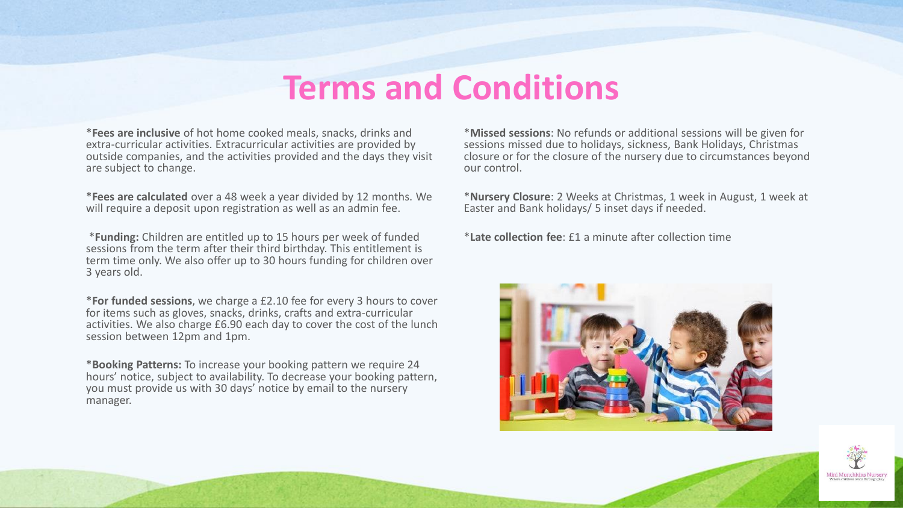# Terms and Conditions

*__Fees are inclusive__ of hot home cooked meals, snacks, drinks and extra-curricular activities. Extracurricular activities are provided by outside companies, and the activities provided and the days they visit are subject to change.

*__Fees are calculated__ over a 48 week a year divided by 12 months. We will require a deposit upon registration as well as an admin fee.

*__Funding:__ Children are entitled up to 15 hours per week of funded sessions from the term after their third birthday. This entitlement is term time only. We also offer up to 30 hours funding for children over 3 years old.

*__For funded sessions__, we charge a £2.10 fee for every 3 hours to cover for items such as gloves, snacks, drinks, crafts and extra-curricular activities. We also charge £6.90 each day to cover the cost of the lunch session between 12pm and 1pm.

*__Booking Patterns:__ To increase your booking pattern we require 24 hours' notice, subject to availability. To decrease your booking pattern, you must provide us with 30 days' notice by email to the nursery manager.

*__Missed sessions__: No refunds or additional sessions will be given for sessions missed due to holidays, sickness, Bank Holidays, Christmas closure or for the closure of the nursery due to circumstances beyond our control.

*__Nursery Closure__: 2 Weeks at Christmas, 1 week in August, 1 week at Easter and Bank holidays/ 5 inset days if needed.

*__Late collection fee__: £1 a minute after collection time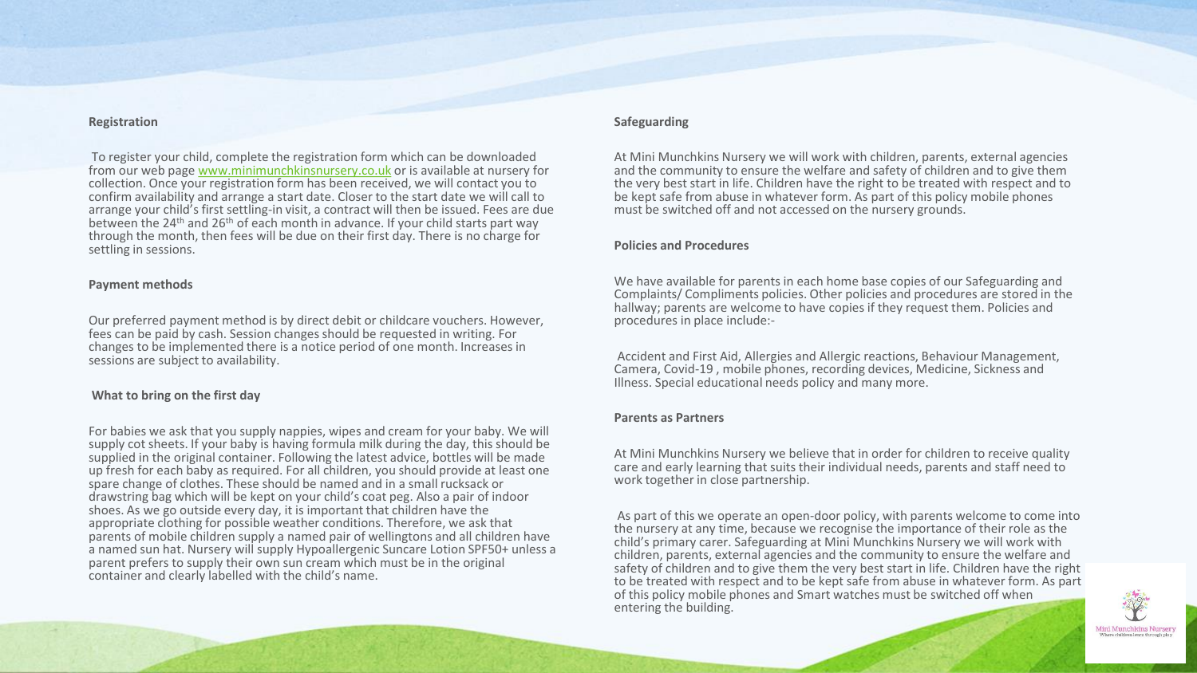## Registration

To register your child, complete the registration form which can be downloaded from our web page www.minimunchkinsnursery.co.uk or is available at nursery for collection. Once your registration form has been received, we will contact you to confirm availability and arrange a start date. Closer to the start date we will call to arrange your child's first settling-in visit, a contract will then be issued. Fees are due between the 24th and 26th of each month in advance. If your child starts part way through the month, then fees will be due on their first day. There is no charge for settling in sessions.

## Payment methods

Our preferred payment method is by direct debit or childcare vouchers. However, fees can be paid by cash. Session changes should be requested in writing. For changes to be implemented there is a notice period of one month. Increases in sessions are subject to availability.

## What to bring on the first day

For babies we ask that you supply nappies, wipes and cream for your baby. We will supply cot sheets. If your baby is having formula milk during the day, this should be supplied in the original container. Following the latest advice, bottles will be made up fresh for each baby as required. For all children, you should provide at least one spare change of clothes. These should be named and in a small rucksack or drawstring bag which will be kept on your child's coat peg. Also a pair of indoor shoes. As we go outside every day, it is important that children have the appropriate clothing for possible weather conditions. Therefore, we ask that parents of mobile children supply a named pair of wellingtons and all children have a named sun hat. Nursery will supply Hypoallergenic Suncare Lotion SPF50+ unless a parent prefers to supply their own sun cream which must be in the original container and clearly labelled with the child's name.

## Safeguarding

At Mini Munchkins Nursery we will work with children, parents, external agencies and the community to ensure the welfare and safety of children and to give them the very best start in life. Children have the right to be treated with respect and to be kept safe from abuse in whatever form. As part of this policy mobile phones must be switched off and not accessed on the nursery grounds.

## Policies and Procedures

We have available for parents in each home base copies of our Safeguarding and Complaints/ Compliments policies. Other policies and procedures are stored in the hallway; parents are welcome to have copies if they request them. Policies and procedures in place include:-

Accident and First Aid, Allergies and Allergic reactions, Behaviour Management, Camera, Covid-19 , mobile phones, recording devices, Medicine, Sickness and Illness. Special educational needs policy and many more.

## Parents as Partners

At Mini Munchkins Nursery we believe that in order for children to receive quality care and early learning that suits their individual needs, parents and staff need to work together in close partnership.

As part of this we operate an open-door policy, with parents welcome to come into the nursery at any time, because we recognise the importance of their role as the child's primary carer. Safeguarding at Mini Munchkins Nursery we will work with children, parents, external agencies and the community to ensure the welfare and safety of children and to give them the very best start in life. Children have the right to be treated with respect and to be kept safe from abuse in whatever form. As part of this policy mobile phones and Smart watches must be switched off when entering the building.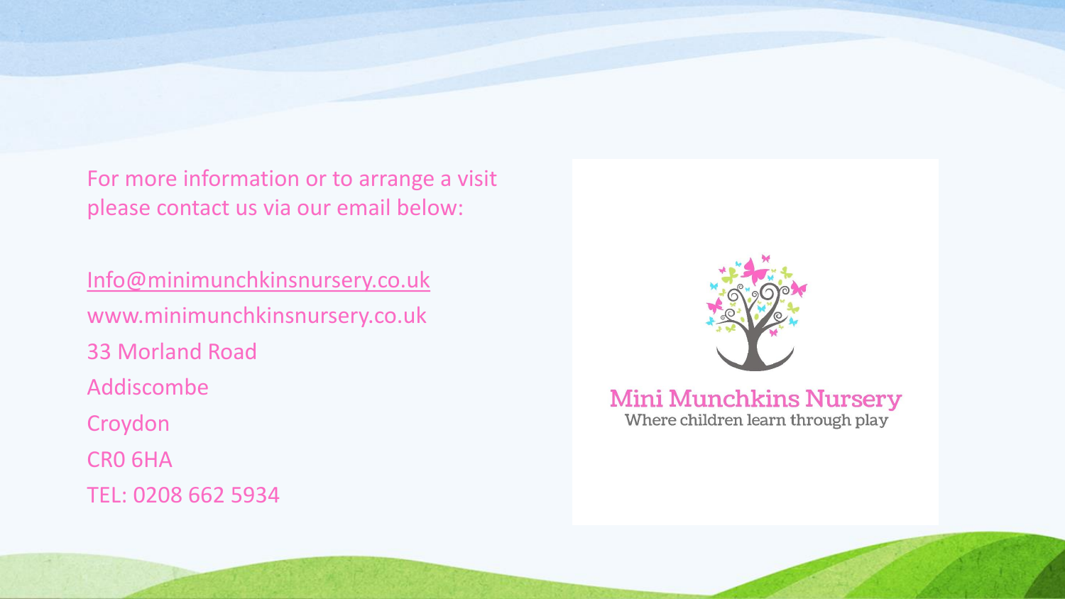For more information or to arrange a visit please contact us via our email below:

Info@minimunchkinsnursery.co.uk

www.minimunchkinsnursery.co.uk

33 Morland Road

Addiscombe

Croydon

CR0 6HA

TEL: 0208 662 5934

Mini Munchkins Nursery

Where children learn through play